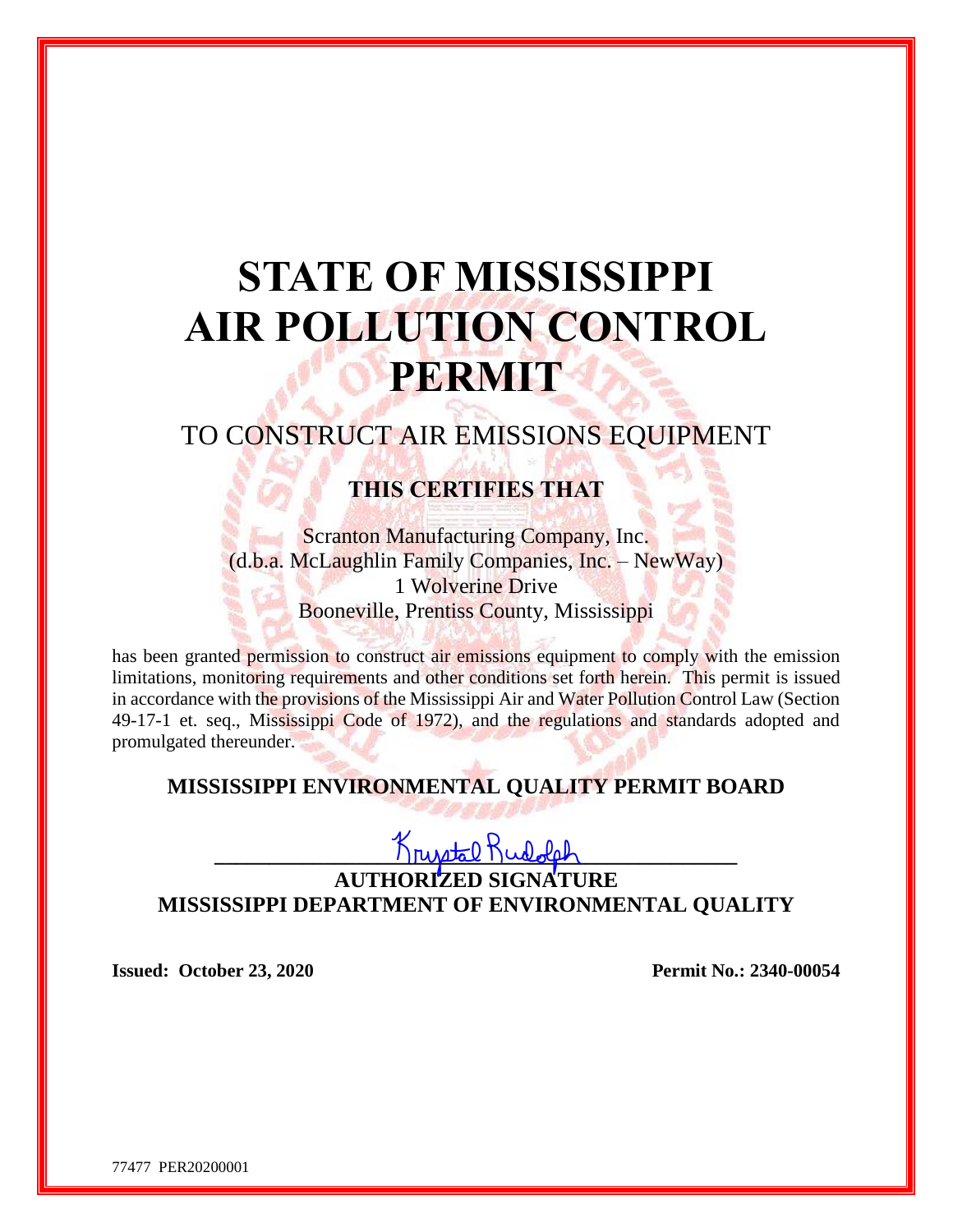# STATE OF MISSISSIPPI AIR POLLUTION CONTROL PERMIT

## TO CONSTRUCT AIR EMISSIONS EQUIPMENT

### THIS CERTIFIES THAT

Scranton Manufacturing Company, Inc.
(d.b.a. McLaughlin Family Companies, Inc. – NewWay)
1 Wolverine Drive
Booneville, Prentiss County, Mississippi

has been granted permission to construct air emissions equipment to comply with the emission limitations, monitoring requirements and other conditions set forth herein. This permit is issued in accordance with the provisions of the Mississippi Air and Water Pollution Control Law (Section 49-17-1 et. seq., Mississippi Code of 1972), and the regulations and standards adopted and promulgated thereunder.

**MISSISSIPPI ENVIRONMENTAL QUALITY PERMIT BOARD**

Krystal Rudolph

**AUTHORIZED SIGNATURE**
**MISSISSIPPI DEPARTMENT OF ENVIRONMENTAL QUALITY**

**Issued: October 23, 2020** **Permit No.: 2340-00054**

77477 PER20200001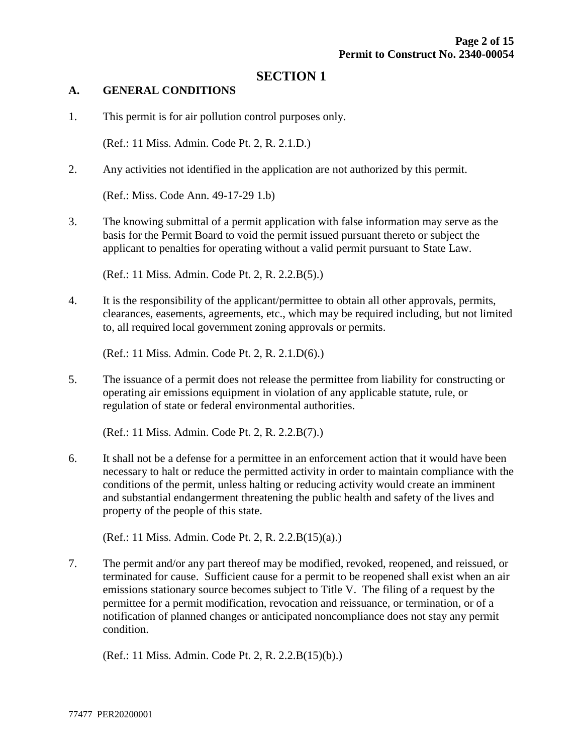## SECTION 1

### A. GENERAL CONDITIONS

1. This permit is for air pollution control purposes only.

   (Ref.: 11 Miss. Admin. Code Pt. 2, R. 2.1.D.)

2. Any activities not identified in the application are not authorized by this permit.

   (Ref.: Miss. Code Ann. 49-17-29 1.b)

3. The knowing submittal of a permit application with false information may serve as the basis for the Permit Board to void the permit issued pursuant thereto or subject the applicant to penalties for operating without a valid permit pursuant to State Law.

   (Ref.: 11 Miss. Admin. Code Pt. 2, R. 2.2.B(5).)

4. It is the responsibility of the applicant/permittee to obtain all other approvals, permits, clearances, easements, agreements, etc., which may be required including, but not limited to, all required local government zoning approvals or permits.

   (Ref.: 11 Miss. Admin. Code Pt. 2, R. 2.1.D(6).)

5. The issuance of a permit does not release the permittee from liability for constructing or operating air emissions equipment in violation of any applicable statute, rule, or regulation of state or federal environmental authorities.

   (Ref.: 11 Miss. Admin. Code Pt. 2, R. 2.2.B(7).)

6. It shall not be a defense for a permittee in an enforcement action that it would have been necessary to halt or reduce the permitted activity in order to maintain compliance with the conditions of the permit, unless halting or reducing activity would create an imminent and substantial endangerment threatening the public health and safety of the lives and property of the people of this state.

   (Ref.: 11 Miss. Admin. Code Pt. 2, R. 2.2.B(15)(a).)

7. The permit and/or any part thereof may be modified, revoked, reopened, and reissued, or terminated for cause. Sufficient cause for a permit to be reopened shall exist when an air emissions stationary source becomes subject to Title V. The filing of a request by the permittee for a permit modification, revocation and reissuance, or termination, or of a notification of planned changes or anticipated noncompliance does not stay any permit condition.

   (Ref.: 11 Miss. Admin. Code Pt. 2, R. 2.2.B(15)(b).)

77477 PER20200001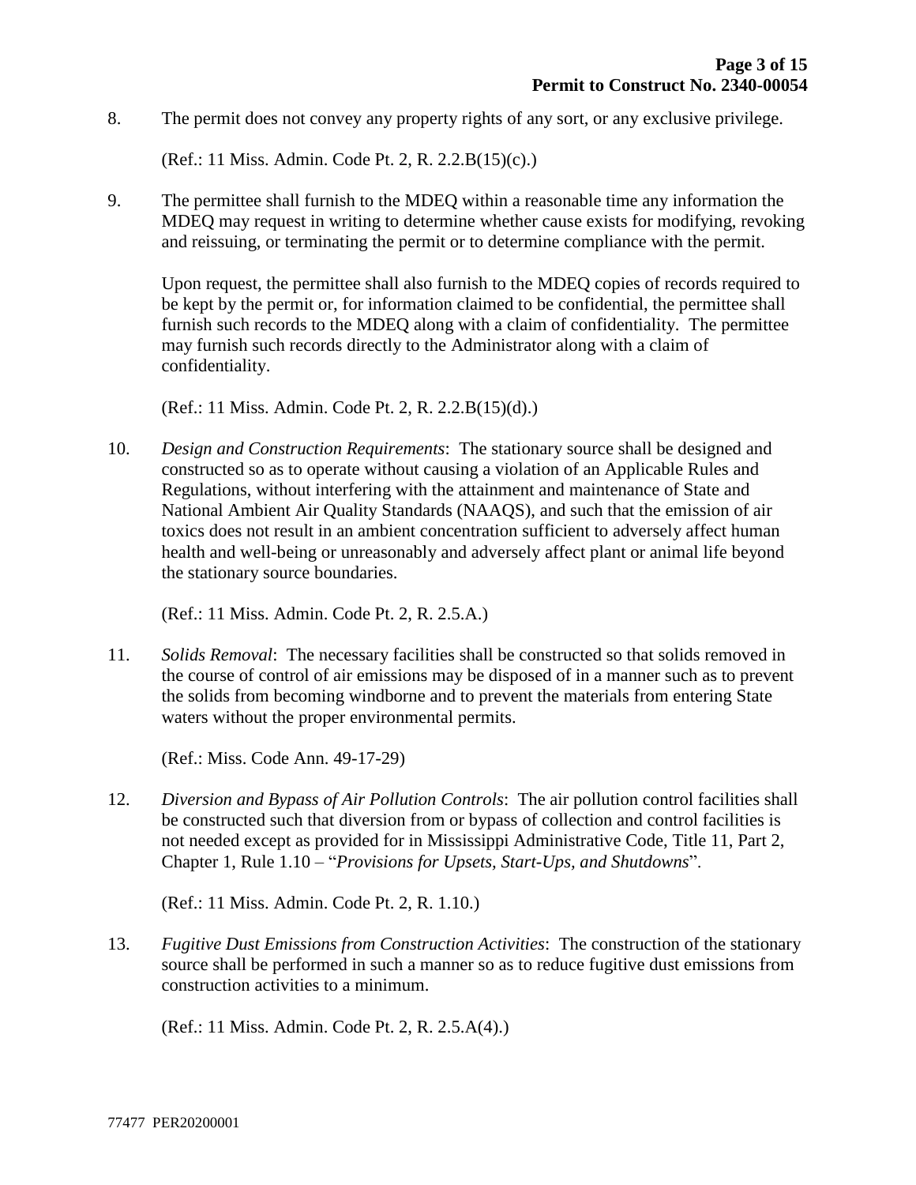8. The permit does not convey any property rights of any sort, or any exclusive privilege.

   (Ref.: 11 Miss. Admin. Code Pt. 2, R. 2.2.B(15)(c).)

9. The permittee shall furnish to the MDEQ within a reasonable time any information the MDEQ may request in writing to determine whether cause exists for modifying, revoking and reissuing, or terminating the permit or to determine compliance with the permit.

   Upon request, the permittee shall also furnish to the MDEQ copies of records required to be kept by the permit or, for information claimed to be confidential, the permittee shall furnish such records to the MDEQ along with a claim of confidentiality. The permittee may furnish such records directly to the Administrator along with a claim of confidentiality.

   (Ref.: 11 Miss. Admin. Code Pt. 2, R. 2.2.B(15)(d).)

10. *Design and Construction Requirements*: The stationary source shall be designed and constructed so as to operate without causing a violation of an Applicable Rules and Regulations, without interfering with the attainment and maintenance of State and National Ambient Air Quality Standards (NAAQS), and such that the emission of air toxics does not result in an ambient concentration sufficient to adversely affect human health and well-being or unreasonably and adversely affect plant or animal life beyond the stationary source boundaries.

    (Ref.: 11 Miss. Admin. Code Pt. 2, R. 2.5.A.)

11. *Solids Removal*: The necessary facilities shall be constructed so that solids removed in the course of control of air emissions may be disposed of in a manner such as to prevent the solids from becoming windborne and to prevent the materials from entering State waters without the proper environmental permits.

    (Ref.: Miss. Code Ann. 49-17-29)

12. *Diversion and Bypass of Air Pollution Controls*: The air pollution control facilities shall be constructed such that diversion from or bypass of collection and control facilities is not needed except as provided for in Mississippi Administrative Code, Title 11, Part 2, Chapter 1, Rule 1.10 – "*Provisions for Upsets, Start-Ups, and Shutdowns*".

    (Ref.: 11 Miss. Admin. Code Pt. 2, R. 1.10.)

13. *Fugitive Dust Emissions from Construction Activities*: The construction of the stationary source shall be performed in such a manner so as to reduce fugitive dust emissions from construction activities to a minimum.

    (Ref.: 11 Miss. Admin. Code Pt. 2, R. 2.5.A(4).)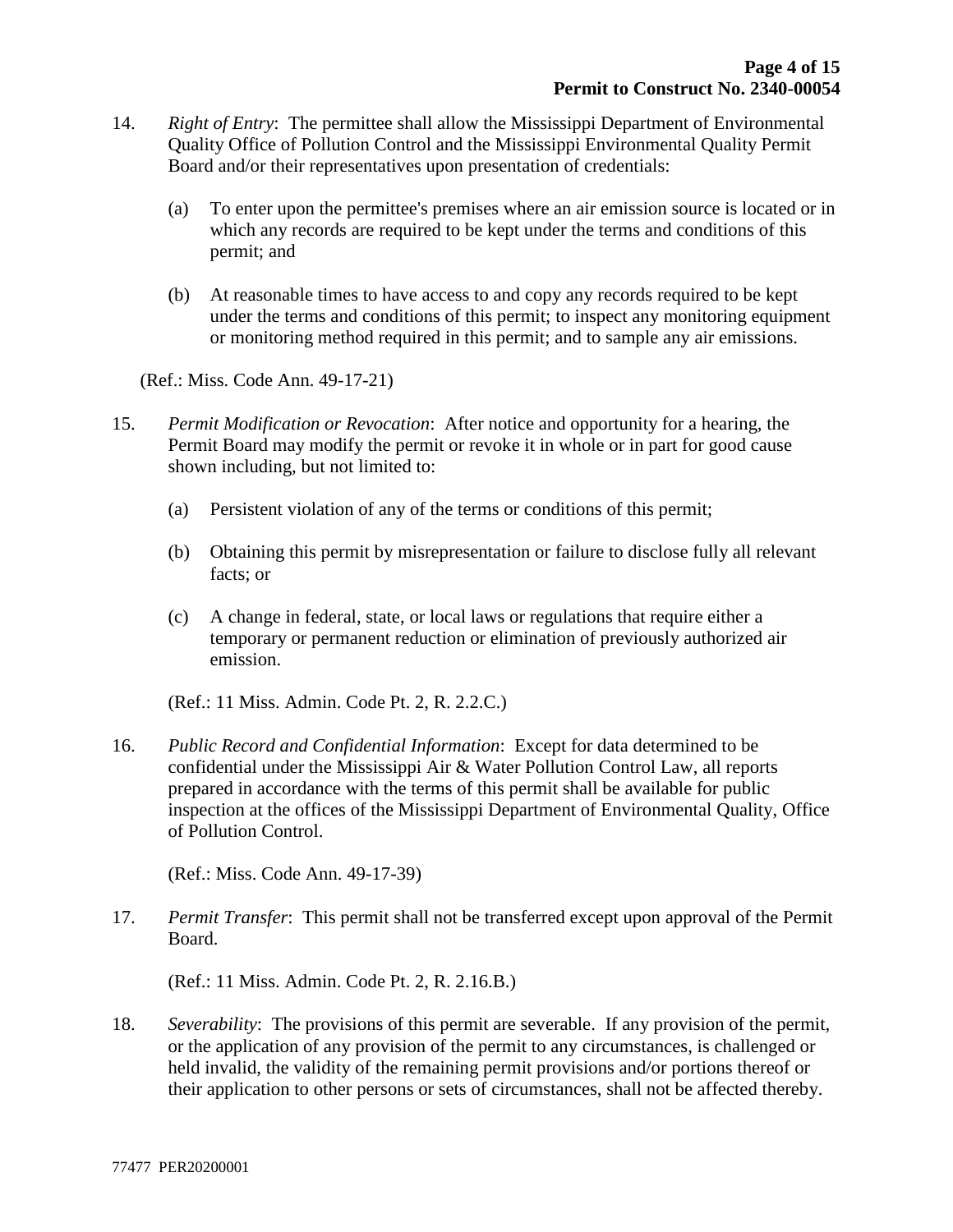14. *Right of Entry*: The permittee shall allow the Mississippi Department of Environmental Quality Office of Pollution Control and the Mississippi Environmental Quality Permit Board and/or their representatives upon presentation of credentials:

    (a) To enter upon the permittee's premises where an air emission source is located or in which any records are required to be kept under the terms and conditions of this permit; and

    (b) At reasonable times to have access to and copy any records required to be kept under the terms and conditions of this permit; to inspect any monitoring equipment or monitoring method required in this permit; and to sample any air emissions.

    (Ref.: Miss. Code Ann. 49-17-21)

15. *Permit Modification or Revocation*: After notice and opportunity for a hearing, the Permit Board may modify the permit or revoke it in whole or in part for good cause shown including, but not limited to:

    (a) Persistent violation of any of the terms or conditions of this permit;

    (b) Obtaining this permit by misrepresentation or failure to disclose fully all relevant facts; or

    (c) A change in federal, state, or local laws or regulations that require either a temporary or permanent reduction or elimination of previously authorized air emission.

    (Ref.: 11 Miss. Admin. Code Pt. 2, R. 2.2.C.)

16. *Public Record and Confidential Information*: Except for data determined to be confidential under the Mississippi Air & Water Pollution Control Law, all reports prepared in accordance with the terms of this permit shall be available for public inspection at the offices of the Mississippi Department of Environmental Quality, Office of Pollution Control.

    (Ref.: Miss. Code Ann. 49-17-39)

17. *Permit Transfer*: This permit shall not be transferred except upon approval of the Permit Board.

    (Ref.: 11 Miss. Admin. Code Pt. 2, R. 2.16.B.)

18. *Severability*: The provisions of this permit are severable. If any provision of the permit, or the application of any provision of the permit to any circumstances, is challenged or held invalid, the validity of the remaining permit provisions and/or portions thereof or their application to other persons or sets of circumstances, shall not be affected thereby.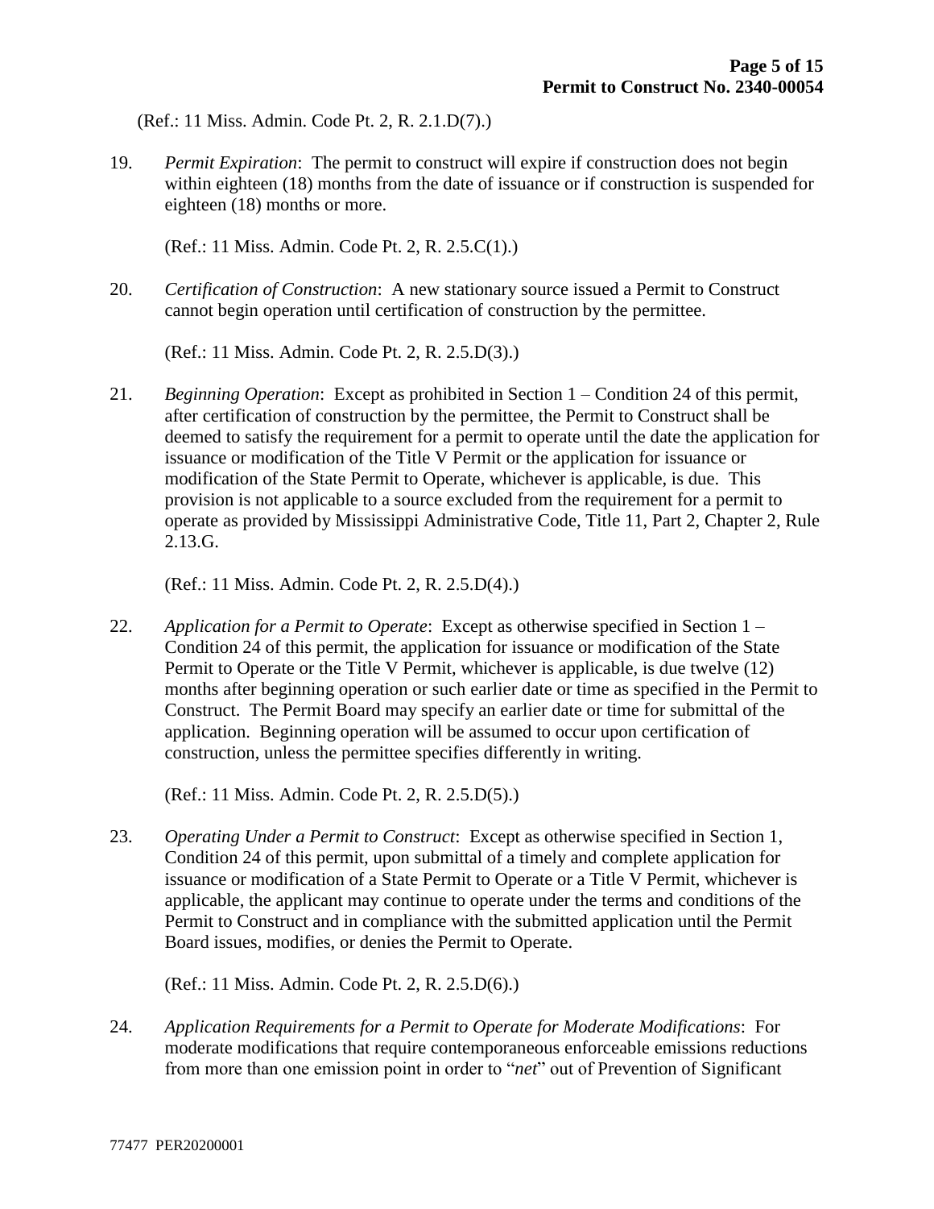(Ref.: 11 Miss. Admin. Code Pt. 2, R. 2.1.D(7).)

19. *Permit Expiration*: The permit to construct will expire if construction does not begin within eighteen (18) months from the date of issuance or if construction is suspended for eighteen (18) months or more.

    (Ref.: 11 Miss. Admin. Code Pt. 2, R. 2.5.C(1).)

20. *Certification of Construction*: A new stationary source issued a Permit to Construct cannot begin operation until certification of construction by the permittee.

    (Ref.: 11 Miss. Admin. Code Pt. 2, R. 2.5.D(3).)

21. *Beginning Operation*: Except as prohibited in Section 1 – Condition 24 of this permit, after certification of construction by the permittee, the Permit to Construct shall be deemed to satisfy the requirement for a permit to operate until the date the application for issuance or modification of the Title V Permit or the application for issuance or modification of the State Permit to Operate, whichever is applicable, is due. This provision is not applicable to a source excluded from the requirement for a permit to operate as provided by Mississippi Administrative Code, Title 11, Part 2, Chapter 2, Rule 2.13.G.

    (Ref.: 11 Miss. Admin. Code Pt. 2, R. 2.5.D(4).)

22. *Application for a Permit to Operate*: Except as otherwise specified in Section 1 – Condition 24 of this permit, the application for issuance or modification of the State Permit to Operate or the Title V Permit, whichever is applicable, is due twelve (12) months after beginning operation or such earlier date or time as specified in the Permit to Construct. The Permit Board may specify an earlier date or time for submittal of the application. Beginning operation will be assumed to occur upon certification of construction, unless the permittee specifies differently in writing.

    (Ref.: 11 Miss. Admin. Code Pt. 2, R. 2.5.D(5).)

23. *Operating Under a Permit to Construct*: Except as otherwise specified in Section 1, Condition 24 of this permit, upon submittal of a timely and complete application for issuance or modification of a State Permit to Operate or a Title V Permit, whichever is applicable, the applicant may continue to operate under the terms and conditions of the Permit to Construct and in compliance with the submitted application until the Permit Board issues, modifies, or denies the Permit to Operate.

    (Ref.: 11 Miss. Admin. Code Pt. 2, R. 2.5.D(6).)

24. *Application Requirements for a Permit to Operate for Moderate Modifications*: For moderate modifications that require contemporaneous enforceable emissions reductions from more than one emission point in order to "*net*" out of Prevention of Significant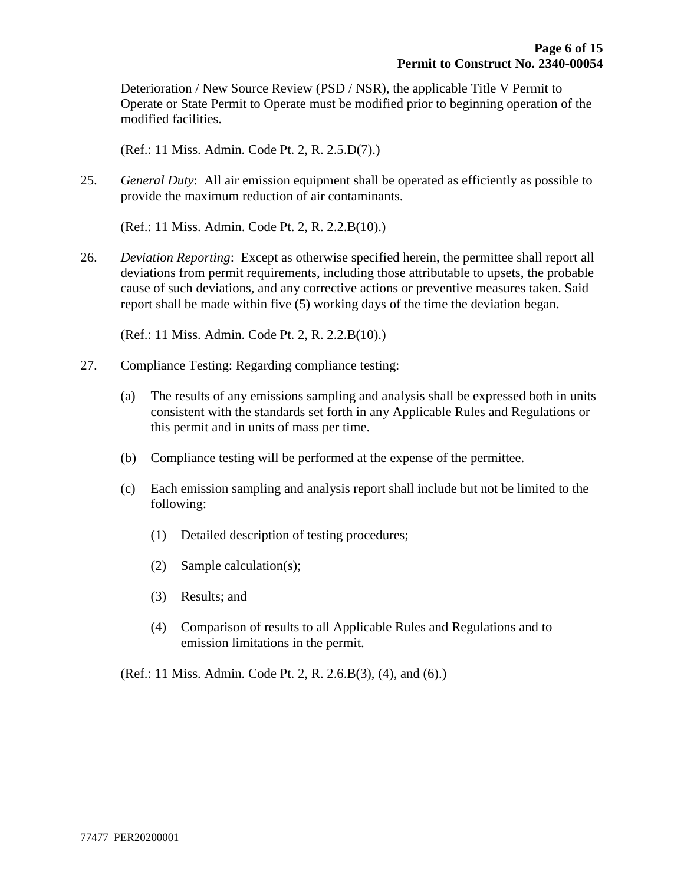Deterioration / New Source Review (PSD / NSR), the applicable Title V Permit to Operate or State Permit to Operate must be modified prior to beginning operation of the modified facilities.

(Ref.: 11 Miss. Admin. Code Pt. 2, R. 2.5.D(7).)

25. *General Duty*: All air emission equipment shall be operated as efficiently as possible to provide the maximum reduction of air contaminants.

    (Ref.: 11 Miss. Admin. Code Pt. 2, R. 2.2.B(10).)

26. *Deviation Reporting*: Except as otherwise specified herein, the permittee shall report all deviations from permit requirements, including those attributable to upsets, the probable cause of such deviations, and any corrective actions or preventive measures taken. Said report shall be made within five (5) working days of the time the deviation began.

    (Ref.: 11 Miss. Admin. Code Pt. 2, R. 2.2.B(10).)

27. Compliance Testing: Regarding compliance testing:

    (a) The results of any emissions sampling and analysis shall be expressed both in units consistent with the standards set forth in any Applicable Rules and Regulations or this permit and in units of mass per time.

    (b) Compliance testing will be performed at the expense of the permittee.

    (c) Each emission sampling and analysis report shall include but not be limited to the following:

        (1) Detailed description of testing procedures;

        (2) Sample calculation(s);

        (3) Results; and

        (4) Comparison of results to all Applicable Rules and Regulations and to emission limitations in the permit.

    (Ref.: 11 Miss. Admin. Code Pt. 2, R. 2.6.B(3), (4), and (6).)

77477 PER20200001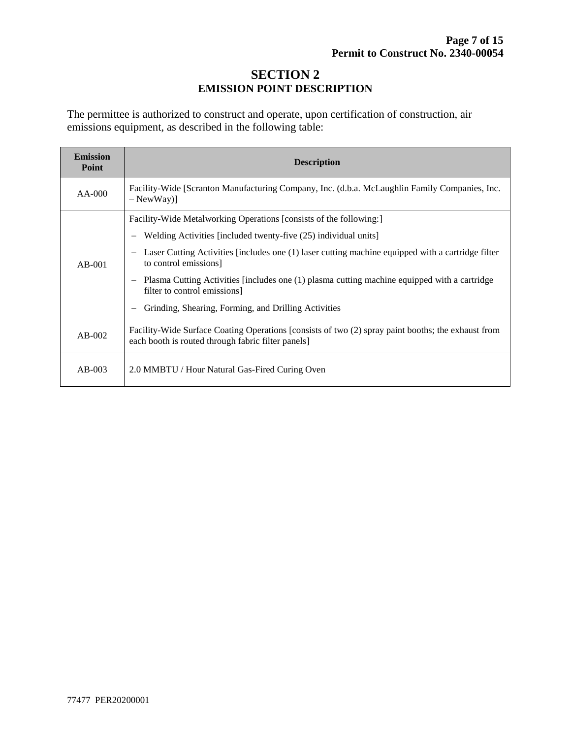# SECTION 2
## EMISSION POINT DESCRIPTION

The permittee is authorized to construct and operate, upon certification of construction, air emissions equipment, as described in the following table:

| Emission Point | Description |
|---|---|
| AA-000 | Facility-Wide [Scranton Manufacturing Company, Inc. (d.b.a. McLaughlin Family Companies, Inc. – NewWay)] |
| AB-001 | Facility-Wide Metalworking Operations [consists of the following:]<br>– Welding Activities [included twenty-five (25) individual units]<br>– Laser Cutting Activities [includes one (1) laser cutting machine equipped with a cartridge filter to control emissions]<br>– Plasma Cutting Activities [includes one (1) plasma cutting machine equipped with a cartridge filter to control emissions]<br>– Grinding, Shearing, Forming, and Drilling Activities |
| AB-002 | Facility-Wide Surface Coating Operations [consists of two (2) spray paint booths; the exhaust from each booth is routed through fabric filter panels] |
| AB-003 | 2.0 MMBTU / Hour Natural Gas-Fired Curing Oven |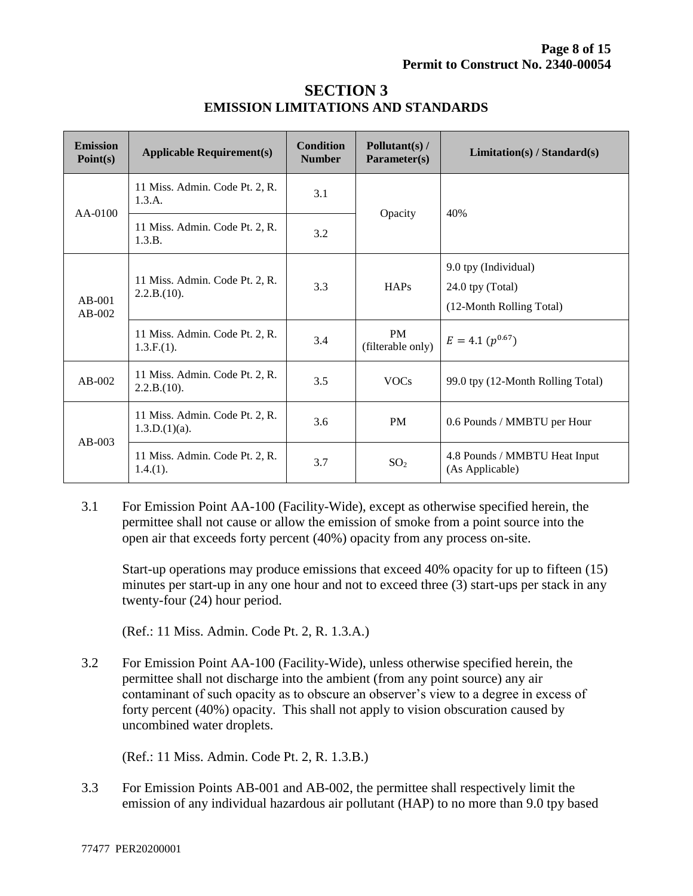# SECTION 3
## EMISSION LIMITATIONS AND STANDARDS

| Emission Point(s) | Applicable Requirement(s) | Condition Number | Pollutant(s) / Parameter(s) | Limitation(s) / Standard(s) |
|---|---|---|---|---|
| AA-0100 | 11 Miss. Admin. Code Pt. 2, R. 1.3.A. | 3.1 | Opacity | 40% |
| | 11 Miss. Admin. Code Pt. 2, R. 1.3.B. | 3.2 | | |
| AB-001 AB-002 | 11 Miss. Admin. Code Pt. 2, R. 2.2.B.(10). | 3.3 | HAPs | 9.0 tpy (Individual) 24.0 tpy (Total) (12-Month Rolling Total) |
| | 11 Miss. Admin. Code Pt. 2, R. 1.3.F.(1). | 3.4 | PM (filterable only) | $E = 4.1\ (p^{0.67})$ |
| AB-002 | 11 Miss. Admin. Code Pt. 2, R. 2.2.B.(10). | 3.5 | VOCs | 99.0 tpy (12-Month Rolling Total) |
| AB-003 | 11 Miss. Admin. Code Pt. 2, R. 1.3.D.(1)(a). | 3.6 | PM | 0.6 Pounds / MMBTU per Hour |
| | 11 Miss. Admin. Code Pt. 2, R. 1.4.(1). | 3.7 | $SO_2$ | 4.8 Pounds / MMBTU Heat Input (As Applicable) |

3.1 For Emission Point AA-100 (Facility-Wide), except as otherwise specified herein, the permittee shall not cause or allow the emission of smoke from a point source into the open air that exceeds forty percent (40%) opacity from any process on-site.

Start-up operations may produce emissions that exceed 40% opacity for up to fifteen (15) minutes per start-up in any one hour and not to exceed three (3) start-ups per stack in any twenty-four (24) hour period.

(Ref.: 11 Miss. Admin. Code Pt. 2, R. 1.3.A.)

3.2 For Emission Point AA-100 (Facility-Wide), unless otherwise specified herein, the permittee shall not discharge into the ambient (from any point source) any air contaminant of such opacity as to obscure an observer's view to a degree in excess of forty percent (40%) opacity. This shall not apply to vision obscuration caused by uncombined water droplets.

(Ref.: 11 Miss. Admin. Code Pt. 2, R. 1.3.B.)

3.3 For Emission Points AB-001 and AB-002, the permittee shall respectively limit the emission of any individual hazardous air pollutant (HAP) to no more than 9.0 tpy based

77477 PER20200001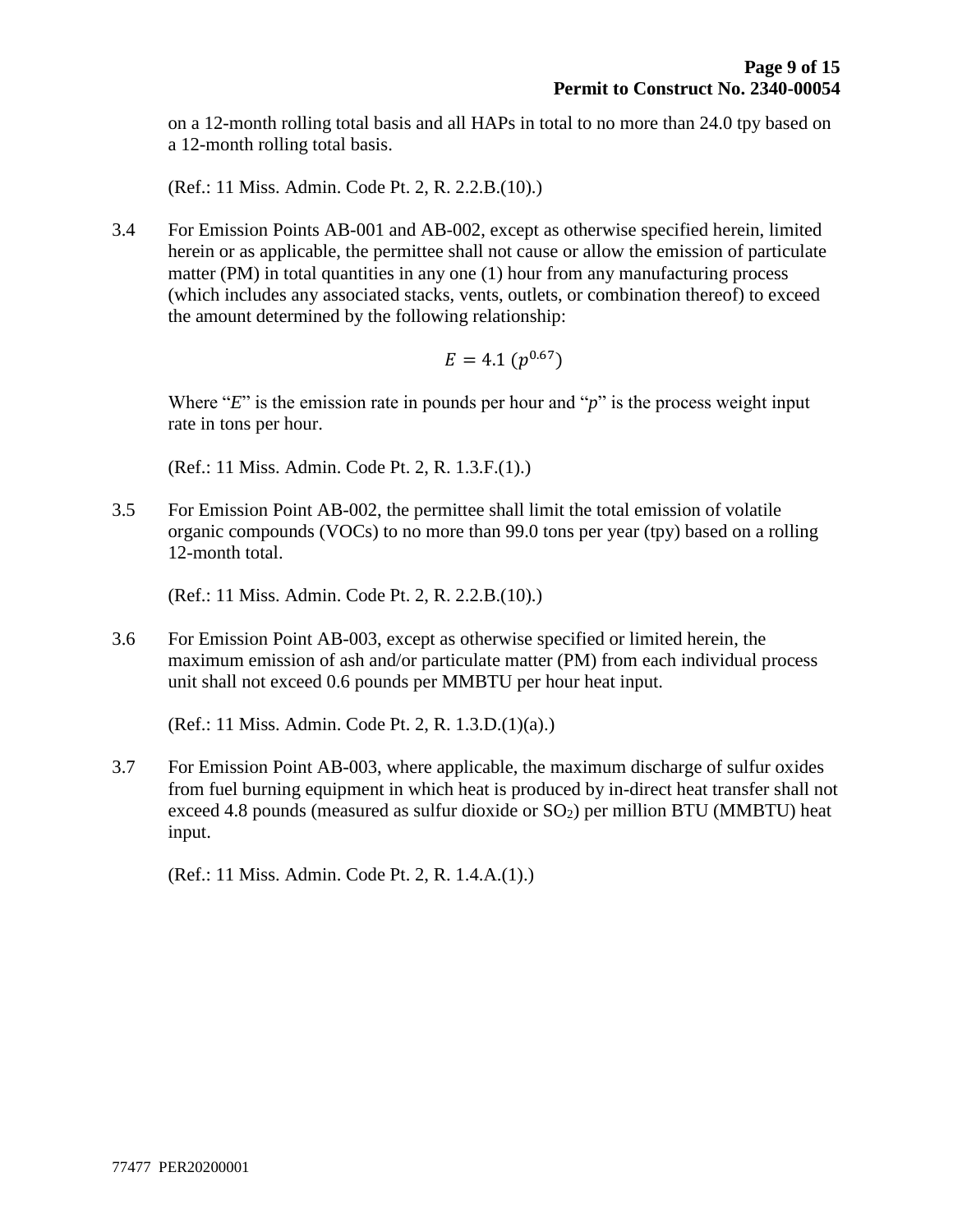on a 12-month rolling total basis and all HAPs in total to no more than 24.0 tpy based on a 12-month rolling total basis.

(Ref.: 11 Miss. Admin. Code Pt. 2, R. 2.2.B.(10).)

3.4 For Emission Points AB-001 and AB-002, except as otherwise specified herein, limited herein or as applicable, the permittee shall not cause or allow the emission of particulate matter (PM) in total quantities in any one (1) hour from any manufacturing process (which includes any associated stacks, vents, outlets, or combination thereof) to exceed the amount determined by the following relationship:

$$E = 4.1\ (p^{0.67})$$

Where "$E$" is the emission rate in pounds per hour and "$p$" is the process weight input rate in tons per hour.

(Ref.: 11 Miss. Admin. Code Pt. 2, R. 1.3.F.(1).)

3.5 For Emission Point AB-002, the permittee shall limit the total emission of volatile organic compounds (VOCs) to no more than 99.0 tons per year (tpy) based on a rolling 12-month total.

(Ref.: 11 Miss. Admin. Code Pt. 2, R. 2.2.B.(10).)

3.6 For Emission Point AB-003, except as otherwise specified or limited herein, the maximum emission of ash and/or particulate matter (PM) from each individual process unit shall not exceed 0.6 pounds per MMBTU per hour heat input.

(Ref.: 11 Miss. Admin. Code Pt. 2, R. 1.3.D.(1)(a).)

3.7 For Emission Point AB-003, where applicable, the maximum discharge of sulfur oxides from fuel burning equipment in which heat is produced by in-direct heat transfer shall not exceed 4.8 pounds (measured as sulfur dioxide or $SO_2$) per million BTU (MMBTU) heat input.

(Ref.: 11 Miss. Admin. Code Pt. 2, R. 1.4.A.(1).)

77477 PER20200001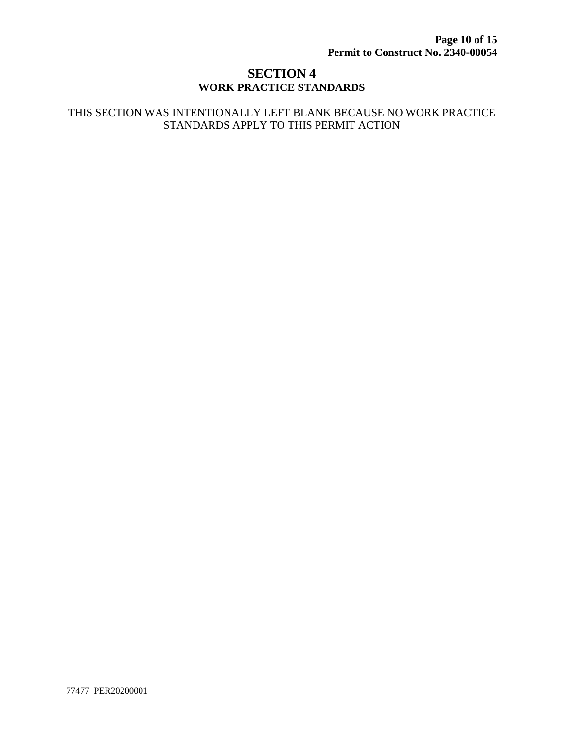# SECTION 4
## WORK PRACTICE STANDARDS

THIS SECTION WAS INTENTIONALLY LEFT BLANK BECAUSE NO WORK PRACTICE STANDARDS APPLY TO THIS PERMIT ACTION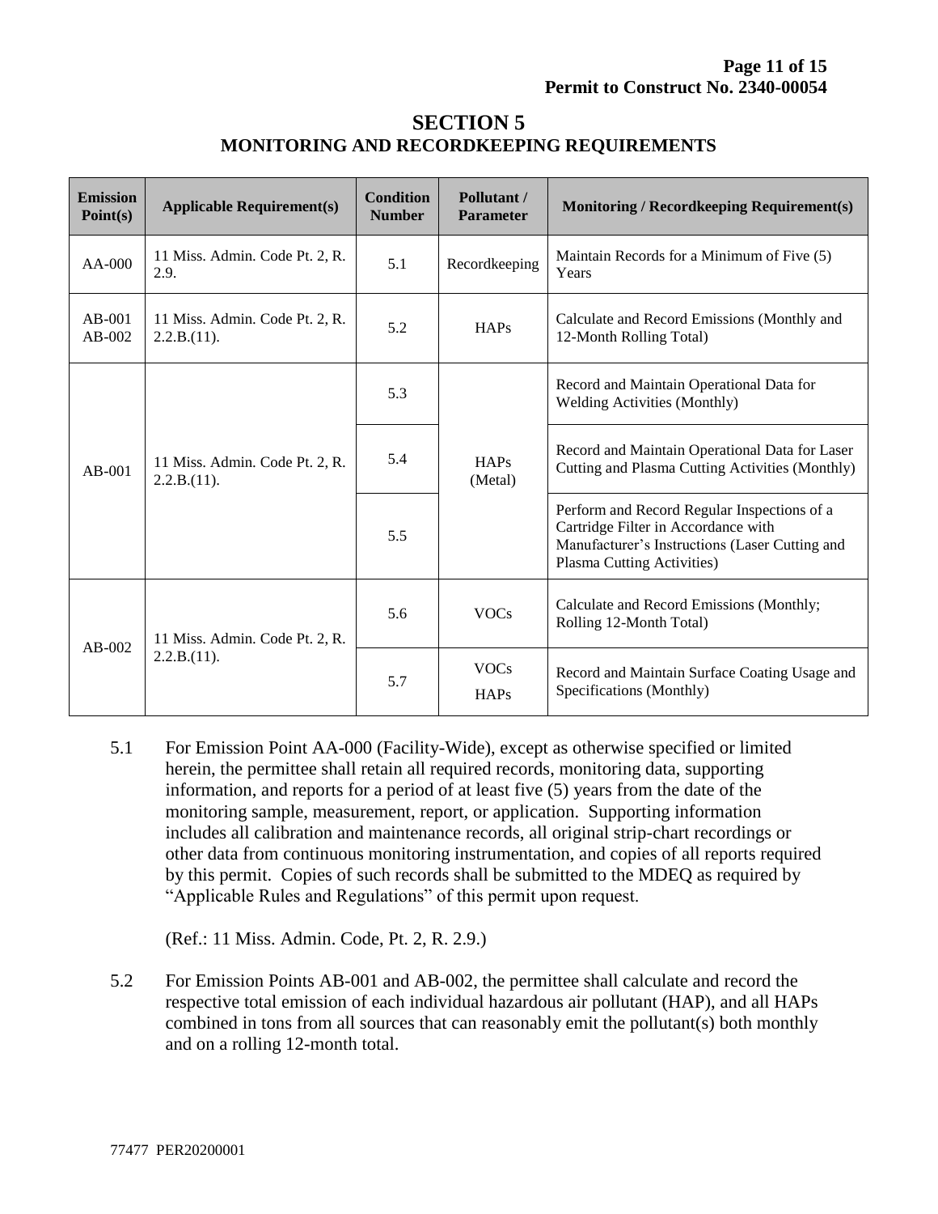# SECTION 5
## MONITORING AND RECORDKEEPING REQUIREMENTS

| Emission Point(s) | Applicable Requirement(s) | Condition Number | Pollutant / Parameter | Monitoring / Recordkeeping Requirement(s) |
|---|---|---|---|---|
| AA-000 | 11 Miss. Admin. Code Pt. 2, R. 2.9. | 5.1 | Recordkeeping | Maintain Records for a Minimum of Five (5) Years |
| AB-001 AB-002 | 11 Miss. Admin. Code Pt. 2, R. 2.2.B.(11). | 5.2 | HAPs | Calculate and Record Emissions (Monthly and 12-Month Rolling Total) |
| AB-001 | 11 Miss. Admin. Code Pt. 2, R. 2.2.B.(11). | 5.3 | HAPs (Metal) | Record and Maintain Operational Data for Welding Activities (Monthly) |
| | | 5.4 | | Record and Maintain Operational Data for Laser Cutting and Plasma Cutting Activities (Monthly) |
| | | 5.5 | | Perform and Record Regular Inspections of a Cartridge Filter in Accordance with Manufacturer's Instructions (Laser Cutting and Plasma Cutting Activities) |
| AB-002 | 11 Miss. Admin. Code Pt. 2, R. 2.2.B.(11). | 5.6 | VOCs | Calculate and Record Emissions (Monthly; Rolling 12-Month Total) |
| | | 5.7 | VOCs HAPs | Record and Maintain Surface Coating Usage and Specifications (Monthly) |

5.1 For Emission Point AA-000 (Facility-Wide), except as otherwise specified or limited herein, the permittee shall retain all required records, monitoring data, supporting information, and reports for a period of at least five (5) years from the date of the monitoring sample, measurement, report, or application. Supporting information includes all calibration and maintenance records, all original strip-chart recordings or other data from continuous monitoring instrumentation, and copies of all reports required by this permit. Copies of such records shall be submitted to the MDEQ as required by "Applicable Rules and Regulations" of this permit upon request.

(Ref.: 11 Miss. Admin. Code, Pt. 2, R. 2.9.)

5.2 For Emission Points AB-001 and AB-002, the permittee shall calculate and record the respective total emission of each individual hazardous air pollutant (HAP), and all HAPs combined in tons from all sources that can reasonably emit the pollutant(s) both monthly and on a rolling 12-month total.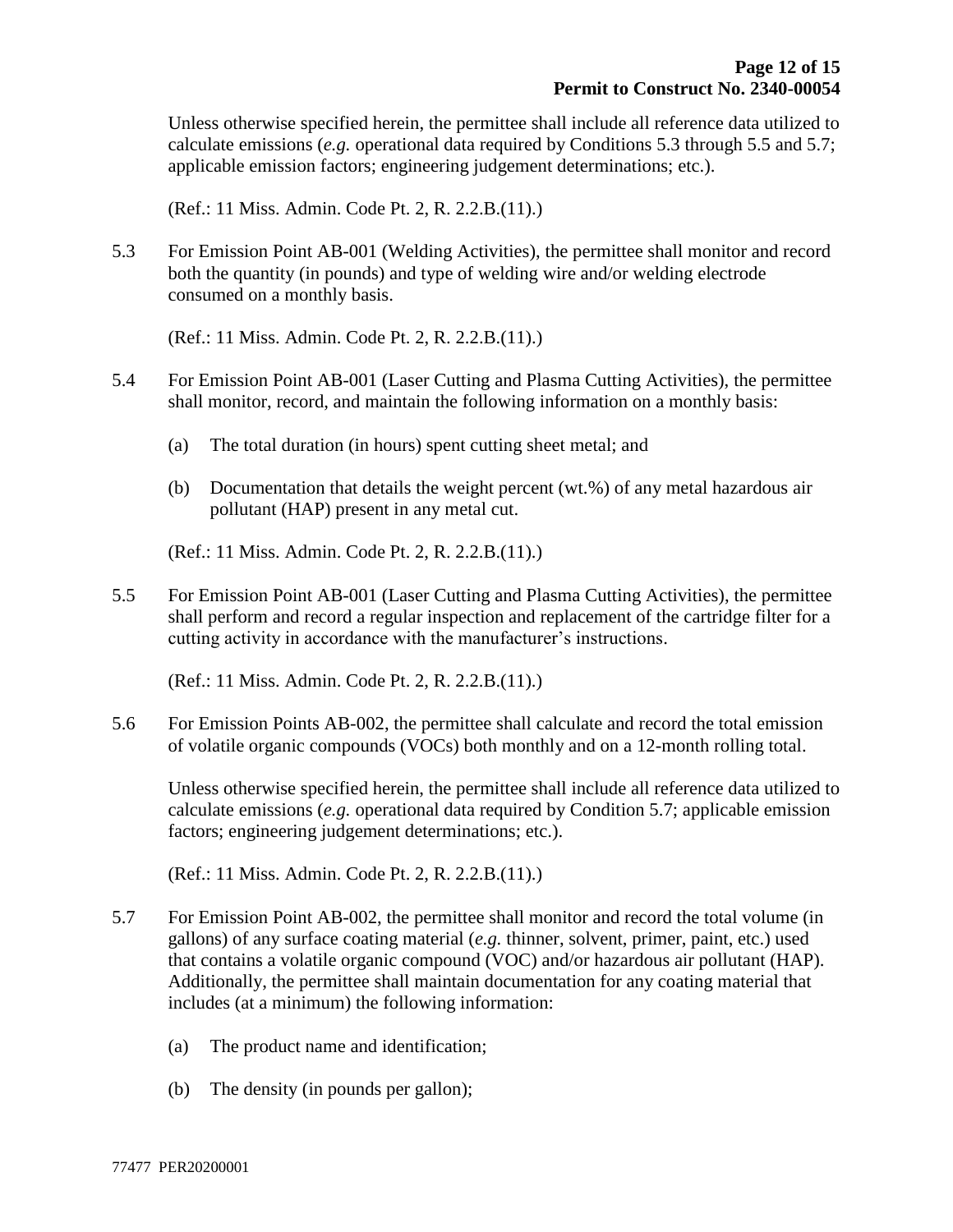Unless otherwise specified herein, the permittee shall include all reference data utilized to calculate emissions (*e.g.* operational data required by Conditions 5.3 through 5.5 and 5.7; applicable emission factors; engineering judgement determinations; etc.).

(Ref.: 11 Miss. Admin. Code Pt. 2, R. 2.2.B.(11).)

5.3 For Emission Point AB-001 (Welding Activities), the permittee shall monitor and record both the quantity (in pounds) and type of welding wire and/or welding electrode consumed on a monthly basis.

(Ref.: 11 Miss. Admin. Code Pt. 2, R. 2.2.B.(11).)

5.4 For Emission Point AB-001 (Laser Cutting and Plasma Cutting Activities), the permittee shall monitor, record, and maintain the following information on a monthly basis:

(a) The total duration (in hours) spent cutting sheet metal; and

(b) Documentation that details the weight percent (wt.%) of any metal hazardous air pollutant (HAP) present in any metal cut.

(Ref.: 11 Miss. Admin. Code Pt. 2, R. 2.2.B.(11).)

5.5 For Emission Point AB-001 (Laser Cutting and Plasma Cutting Activities), the permittee shall perform and record a regular inspection and replacement of the cartridge filter for a cutting activity in accordance with the manufacturer's instructions.

(Ref.: 11 Miss. Admin. Code Pt. 2, R. 2.2.B.(11).)

5.6 For Emission Points AB-002, the permittee shall calculate and record the total emission of volatile organic compounds (VOCs) both monthly and on a 12-month rolling total.

Unless otherwise specified herein, the permittee shall include all reference data utilized to calculate emissions (*e.g.* operational data required by Condition 5.7; applicable emission factors; engineering judgement determinations; etc.).

(Ref.: 11 Miss. Admin. Code Pt. 2, R. 2.2.B.(11).)

5.7 For Emission Point AB-002, the permittee shall monitor and record the total volume (in gallons) of any surface coating material (*e.g.* thinner, solvent, primer, paint, etc.) used that contains a volatile organic compound (VOC) and/or hazardous air pollutant (HAP). Additionally, the permittee shall maintain documentation for any coating material that includes (at a minimum) the following information:

(a) The product name and identification;

(b) The density (in pounds per gallon);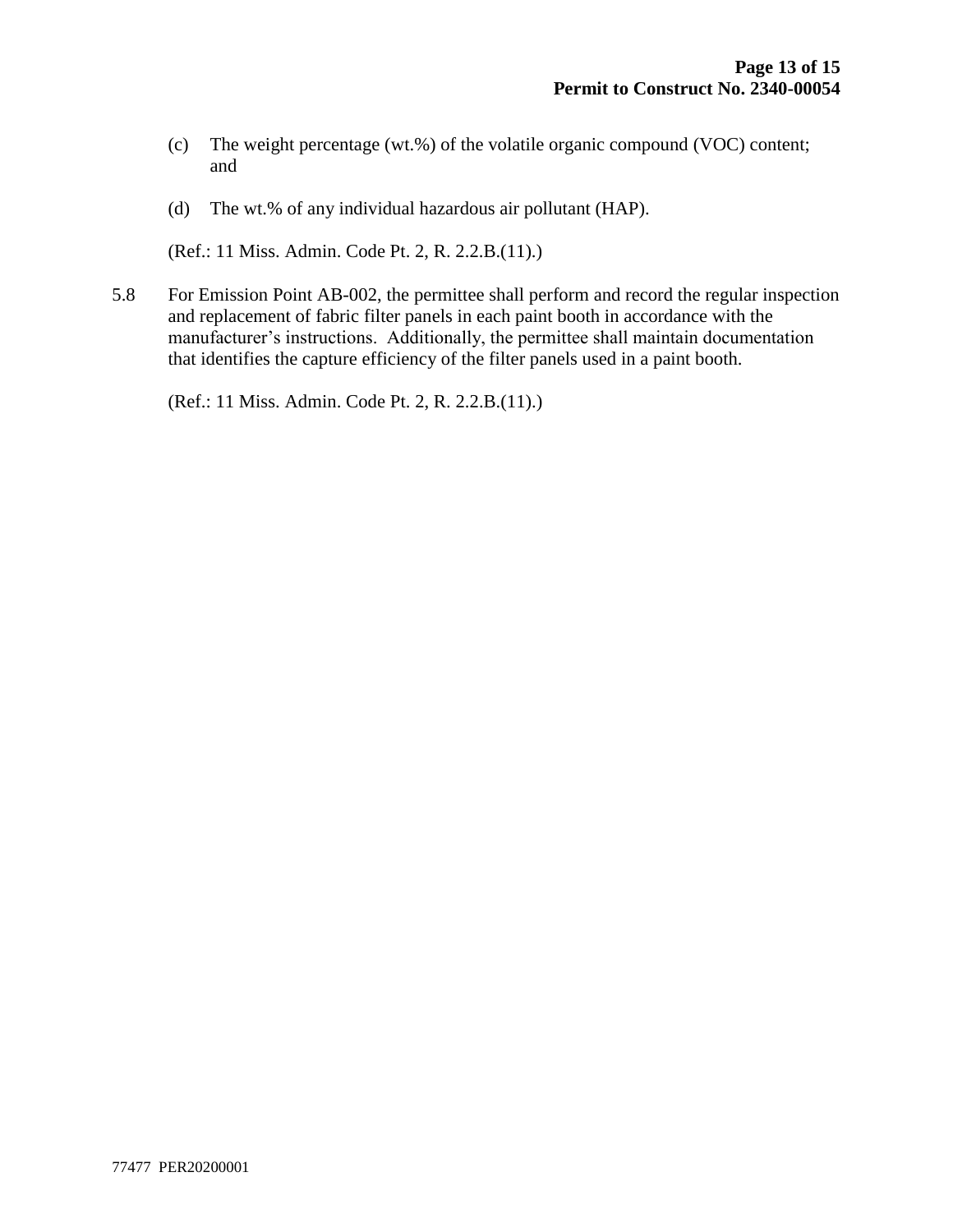(c) The weight percentage (wt.%) of the volatile organic compound (VOC) content; and

(d) The wt.% of any individual hazardous air pollutant (HAP).

(Ref.: 11 Miss. Admin. Code Pt. 2, R. 2.2.B.(11).)

5.8 For Emission Point AB-002, the permittee shall perform and record the regular inspection and replacement of fabric filter panels in each paint booth in accordance with the manufacturer's instructions. Additionally, the permittee shall maintain documentation that identifies the capture efficiency of the filter panels used in a paint booth.

(Ref.: 11 Miss. Admin. Code Pt. 2, R. 2.2.B.(11).)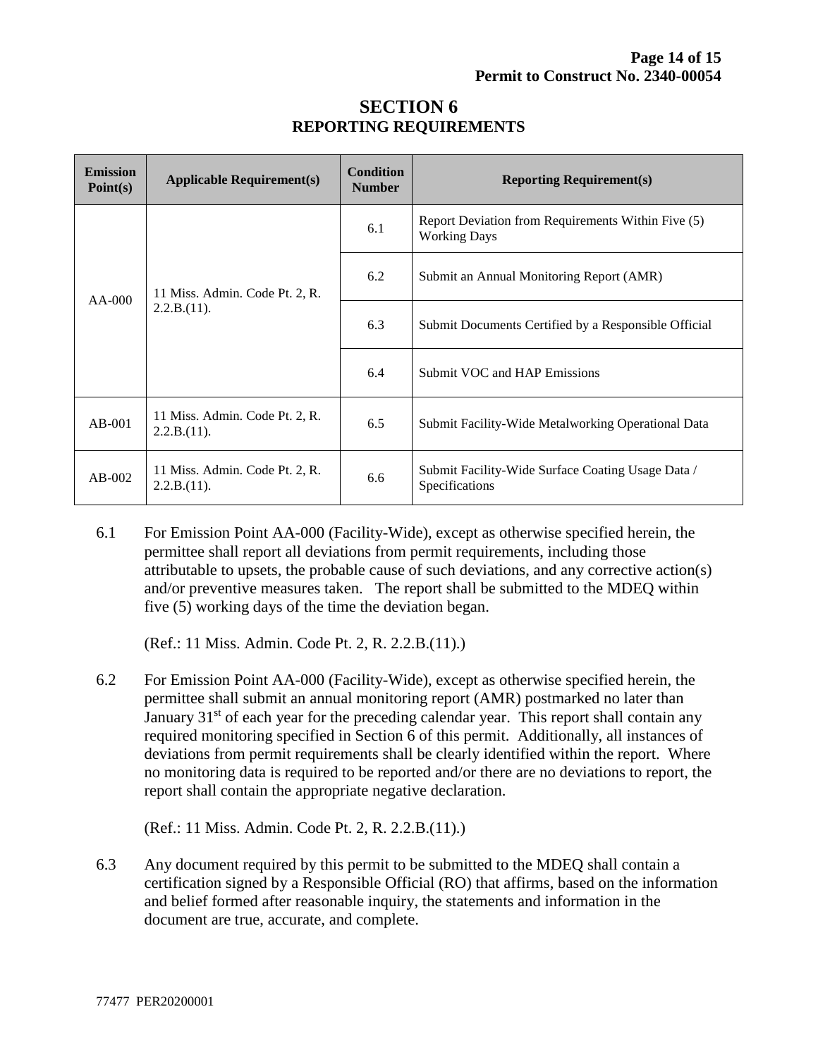# SECTION 6
## REPORTING REQUIREMENTS

| Emission Point(s) | Applicable Requirement(s) | Condition Number | Reporting Requirement(s) |
|---|---|---|---|
| AA-000 | 11 Miss. Admin. Code Pt. 2, R. 2.2.B.(11). | 6.1 | Report Deviation from Requirements Within Five (5) Working Days |
| | | 6.2 | Submit an Annual Monitoring Report (AMR) |
| | | 6.3 | Submit Documents Certified by a Responsible Official |
| | | 6.4 | Submit VOC and HAP Emissions |
| AB-001 | 11 Miss. Admin. Code Pt. 2, R. 2.2.B.(11). | 6.5 | Submit Facility-Wide Metalworking Operational Data |
| AB-002 | 11 Miss. Admin. Code Pt. 2, R. 2.2.B.(11). | 6.6 | Submit Facility-Wide Surface Coating Usage Data / Specifications |

6.1 For Emission Point AA-000 (Facility-Wide), except as otherwise specified herein, the permittee shall report all deviations from permit requirements, including those attributable to upsets, the probable cause of such deviations, and any corrective action(s) and/or preventive measures taken. The report shall be submitted to the MDEQ within five (5) working days of the time the deviation began.

(Ref.: 11 Miss. Admin. Code Pt. 2, R. 2.2.B.(11).)

6.2 For Emission Point AA-000 (Facility-Wide), except as otherwise specified herein, the permittee shall submit an annual monitoring report (AMR) postmarked no later than January 31st of each year for the preceding calendar year. This report shall contain any required monitoring specified in Section 6 of this permit. Additionally, all instances of deviations from permit requirements shall be clearly identified within the report. Where no monitoring data is required to be reported and/or there are no deviations to report, the report shall contain the appropriate negative declaration.

(Ref.: 11 Miss. Admin. Code Pt. 2, R. 2.2.B.(11).)

6.3 Any document required by this permit to be submitted to the MDEQ shall contain a certification signed by a Responsible Official (RO) that affirms, based on the information and belief formed after reasonable inquiry, the statements and information in the document are true, accurate, and complete.

77477 PER20200001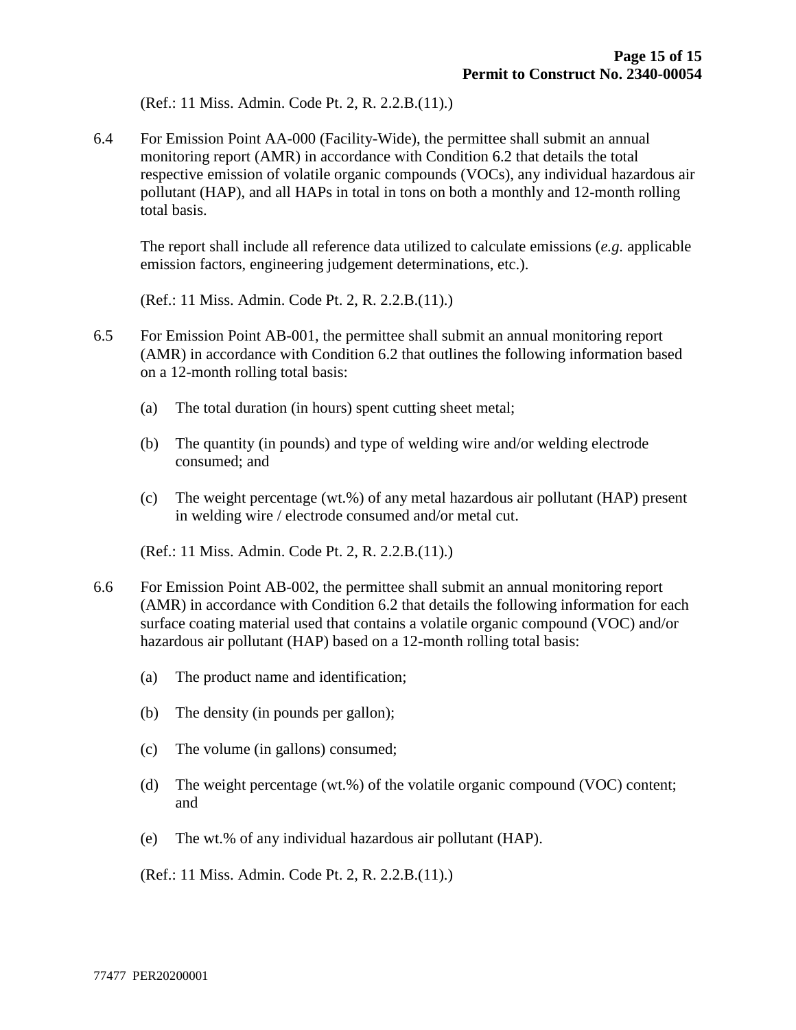(Ref.: 11 Miss. Admin. Code Pt. 2, R. 2.2.B.(11).)

6.4 For Emission Point AA-000 (Facility-Wide), the permittee shall submit an annual monitoring report (AMR) in accordance with Condition 6.2 that details the total respective emission of volatile organic compounds (VOCs), any individual hazardous air pollutant (HAP), and all HAPs in total in tons on both a monthly and 12-month rolling total basis.

The report shall include all reference data utilized to calculate emissions (*e.g.* applicable emission factors, engineering judgement determinations, etc.).

(Ref.: 11 Miss. Admin. Code Pt. 2, R. 2.2.B.(11).)

6.5 For Emission Point AB-001, the permittee shall submit an annual monitoring report (AMR) in accordance with Condition 6.2 that outlines the following information based on a 12-month rolling total basis:

(a) The total duration (in hours) spent cutting sheet metal;

(b) The quantity (in pounds) and type of welding wire and/or welding electrode consumed; and

(c) The weight percentage (wt.%) of any metal hazardous air pollutant (HAP) present in welding wire / electrode consumed and/or metal cut.

(Ref.: 11 Miss. Admin. Code Pt. 2, R. 2.2.B.(11).)

6.6 For Emission Point AB-002, the permittee shall submit an annual monitoring report (AMR) in accordance with Condition 6.2 that details the following information for each surface coating material used that contains a volatile organic compound (VOC) and/or hazardous air pollutant (HAP) based on a 12-month rolling total basis:

(a) The product name and identification;

(b) The density (in pounds per gallon);

(c) The volume (in gallons) consumed;

(d) The weight percentage (wt.%) of the volatile organic compound (VOC) content; and

(e) The wt.% of any individual hazardous air pollutant (HAP).

(Ref.: 11 Miss. Admin. Code Pt. 2, R. 2.2.B.(11).)

77477 PER20200001